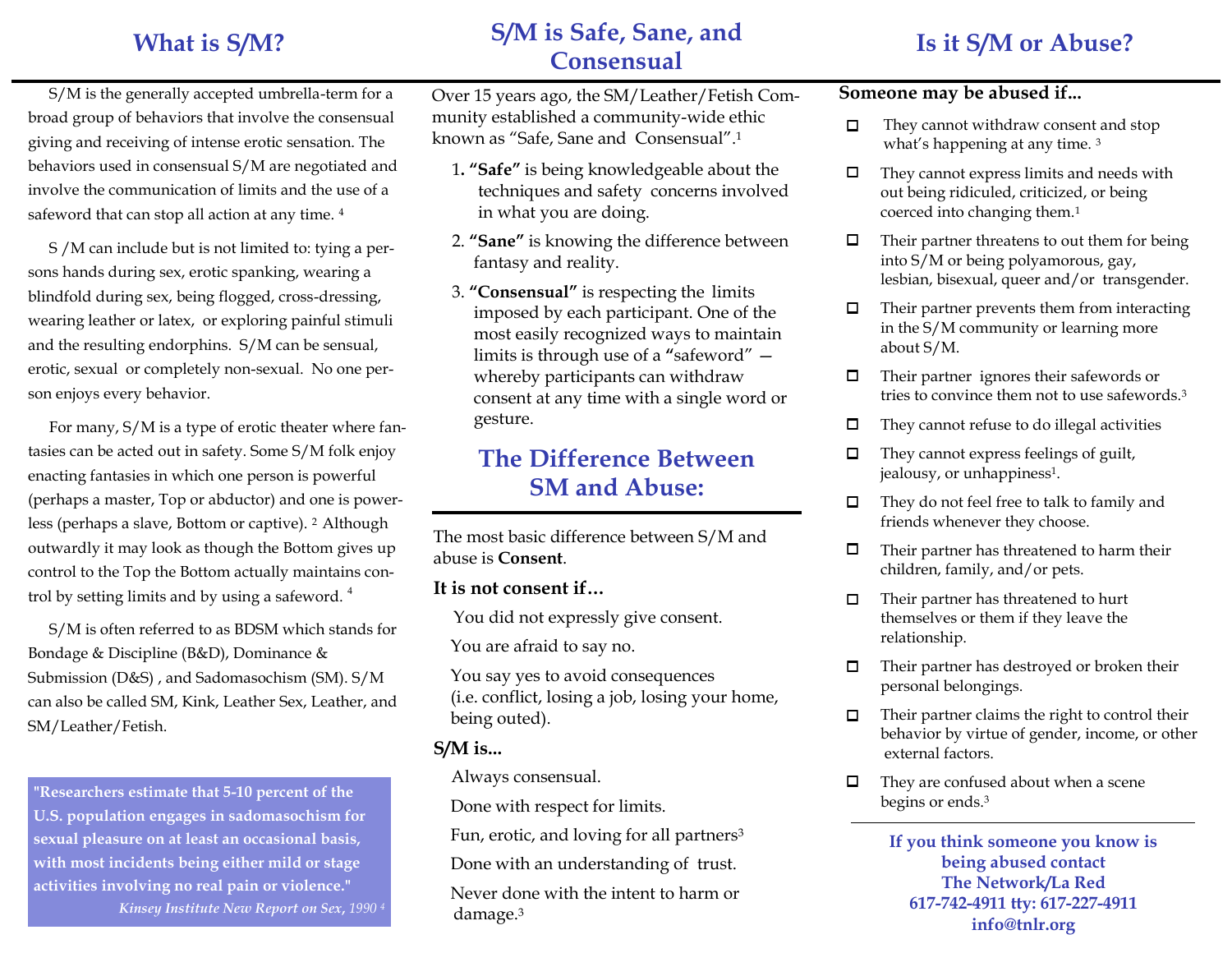## What is S/M?

S/M is the generally accepted umbrella-term for a broad group of behaviors that involve the consensual giving and receiving of intense erotic sensation. The behaviors used in consensual S/M are negotiated and involve the communication of limits and the use of a safeword that can stop all action at any time. [4]

S /M can include but is not limited to: tying a persons hands during sex, erotic spanking, wearing a blindfold during sex, being flogged, cross-dressing, wearing leather or latex, or exploring painful stimuli and the resulting endorphins. S/M can be sensual, erotic, sexual or completely non-sexual. No one person enjoys every behavior.

For many, S/M is a type of erotic theater where fantasies can be acted out in safety. Some S/M folk enjoy enacting fantasies in which one person is powerful (perhaps a master, Top or abductor) and one is powerless (perhaps a slave, Bottom or captive). [2] Although outwardly it may look as though the Bottom gives up control to the Top the Bottom actually maintains control by setting limits and by using a safeword. [4]

S/M is often referred to as BDSM which stands for Bondage & Discipline (B&D), Dominance & Submission (D&S) , and Sadomasochism (SM). S/M can also be called SM, Kink, Leather Sex, Leather, and SM/Leather/Fetish.

> **"Researchers estimate that 5-10 percent of the U.S. population engages in sadomasochism for sexual pleasure on at least an occasional basis, with most incidents being either mild or stage activities involving no real pain or violence."**
>
> *Kinsey Institute New Report on Sex, 1990* [4]

## S/M is Safe, Sane, and Consensual

Over 15 years ago, the SM/Leather/Fetish Community established a community-wide ethic known as "Safe, Sane and Consensual".[1]

1. **"Safe"** is being knowledgeable about the techniques and safety concerns involved in what you are doing.
2. **"Sane"** is knowing the difference between fantasy and reality.
3. **"Consensual"** is respecting the limits imposed by each participant. One of the most easily recognized ways to maintain limits is through use of a "safeword" — whereby participants can withdraw consent at any time with a single word or gesture.

## The Difference Between SM and Abuse:

The most basic difference between S/M and abuse is **Consent**.

**It is not consent if…**

You did not expressly give consent.

You are afraid to say no.

You say yes to avoid consequences (i.e. conflict, losing a job, losing your home, being outed).

**S/M is...**

Always consensual.

Done with respect for limits.

Fun, erotic, and loving for all partners[3]

Done with an understanding of trust.

Never done with the intent to harm or damage.[3]

## Is it S/M or Abuse?

**Someone may be abused if...**

- They cannot withdraw consent and stop what's happening at any time. [3]
- They cannot express limits and needs with out being ridiculed, criticized, or being coerced into changing them.[1]
- Their partner threatens to out them for being into S/M or being polyamorous, gay, lesbian, bisexual, queer and/or transgender.
- Their partner prevents them from interacting in the S/M community or learning more about S/M.
- Their partner ignores their safewords or tries to convince them not to use safewords.[3]
- They cannot refuse to do illegal activities
- They cannot express feelings of guilt, jealousy, or unhappiness[1].
- They do not feel free to talk to family and friends whenever they choose.
- Their partner has threatened to harm their children, family, and/or pets.
- Their partner has threatened to hurt themselves or them if they leave the relationship.
- Their partner has destroyed or broken their personal belongings.
- Their partner claims the right to control their behavior by virtue of gender, income, or other external factors.
- They are confused about when a scene begins or ends.[3]

**If you think someone you know is being abused contact**
**The Network/La Red**
**617-742-4911 tty: 617-227-4911**
**info@tnlr.org**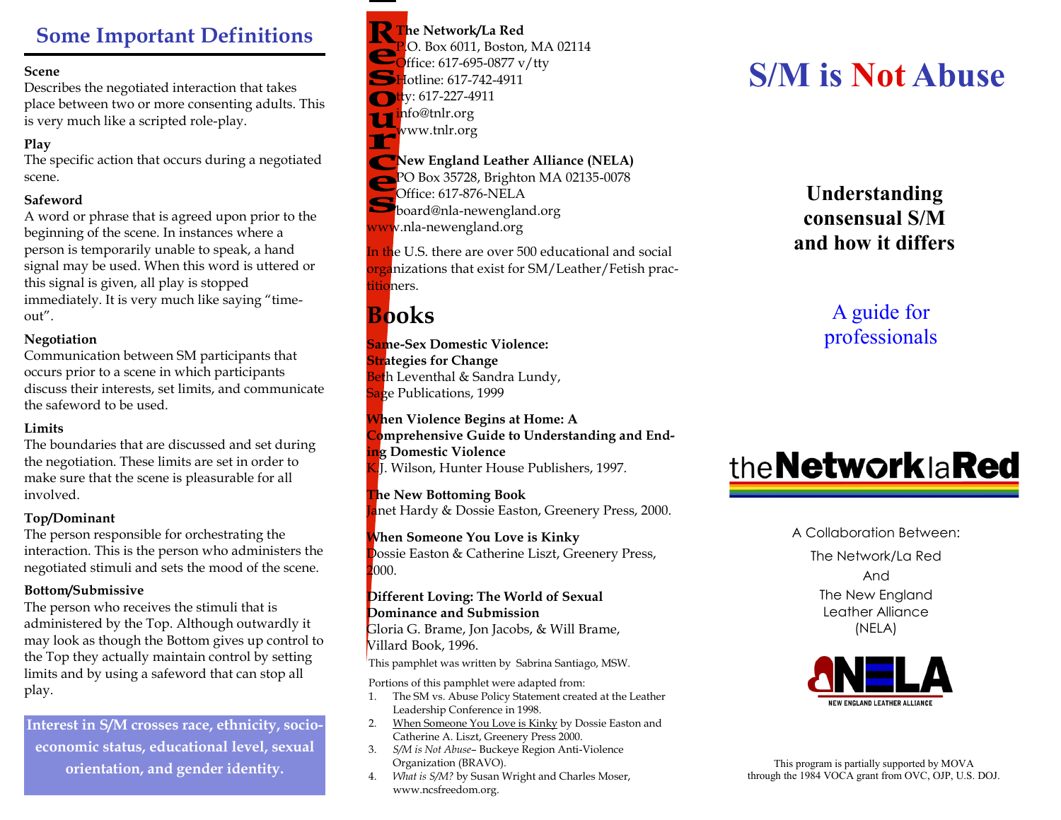## Some Important Definitions

**Scene**
Describes the negotiated interaction that takes place between two or more consenting adults. This is very much like a scripted role-play.

**Play**
The specific action that occurs during a negotiated scene.

**Safeword**
A word or phrase that is agreed upon prior to the beginning of the scene. In instances where a person is temporarily unable to speak, a hand signal may be used. When this word is uttered or this signal is given, all play is stopped immediately. It is very much like saying "time-out".

**Negotiation**
Communication between SM participants that occurs prior to a scene in which participants discuss their interests, set limits, and communicate the safeword to be used.

**Limits**
The boundaries that are discussed and set during the negotiation. These limits are set in order to make sure that the scene is pleasurable for all involved.

**Top/Dominant**
The person responsible for orchestrating the interaction. This is the person who administers the negotiated stimuli and sets the mood of the scene.

**Bottom/Submissive**
The person who receives the stimuli that is administered by the Top. Although outwardly it may look as though the Bottom gives up control to the Top they actually maintain control by setting limits and by using a safeword that can stop all play.

**Interest in S/M crosses race, ethnicity, socio-economic status, educational level, sexual orientation, and gender identity.**

## Resources

**The Network/La Red**
P.O. Box 6011, Boston, MA 02114
Office: 617-695-0877 v/tty
Hotline: 617-742-4911
tty: 617-227-4911
info@tnlr.org
www.tnlr.org

**New England Leather Alliance (NELA)**
PO Box 35728, Brighton MA 02135-0078
Office: 617-876-NELA
board@nla-newengland.org
www.nla-newengland.org

In the U.S. there are over 500 educational and social organizations that exist for SM/Leather/Fetish practitioners.

## Books

**Same-Sex Domestic Violence: Strategies for Change**
Beth Leventhal & Sandra Lundy, Sage Publications, 1999

**When Violence Begins at Home: A Comprehensive Guide to Understanding and Ending Domestic Violence**
K.J. Wilson, Hunter House Publishers, 1997.

**The New Bottoming Book**
Janet Hardy & Dossie Easton, Greenery Press, 2000.

**When Someone You Love is Kinky**
Dossie Easton & Catherine Liszt, Greenery Press, 2000.

**Different Loving: The World of Sexual Dominance and Submission**
Gloria G. Brame, Jon Jacobs, & Will Brame, Villard Book, 1996.

This pamphlet was written by Sabrina Santiago, MSW.

Portions of this pamphlet were adapted from:

1. The SM vs. Abuse Policy Statement created at the Leather Leadership Conference in 1998.
2. When Someone You Love is Kinky by Dossie Easton and Catherine A. Liszt, Greenery Press 2000.
3. *S/M is Not Abuse*– Buckeye Region Anti-Violence Organization (BRAVO).
4. *What is S/M?* by Susan Wright and Charles Moser, www.ncsfreedom.org.

# S/M is Not Abuse

**Understanding consensual S/M and how it differs**

A guide for professionals

theNetwork laRed

A Collaboration Between:
The Network/La Red
And
The New England Leather Alliance
(NELA)

NELA
NEW ENGLAND LEATHER ALLIANCE

This program is partially supported by MOVA through the 1984 VOCA grant from OVC, OJP, U.S. DOJ.